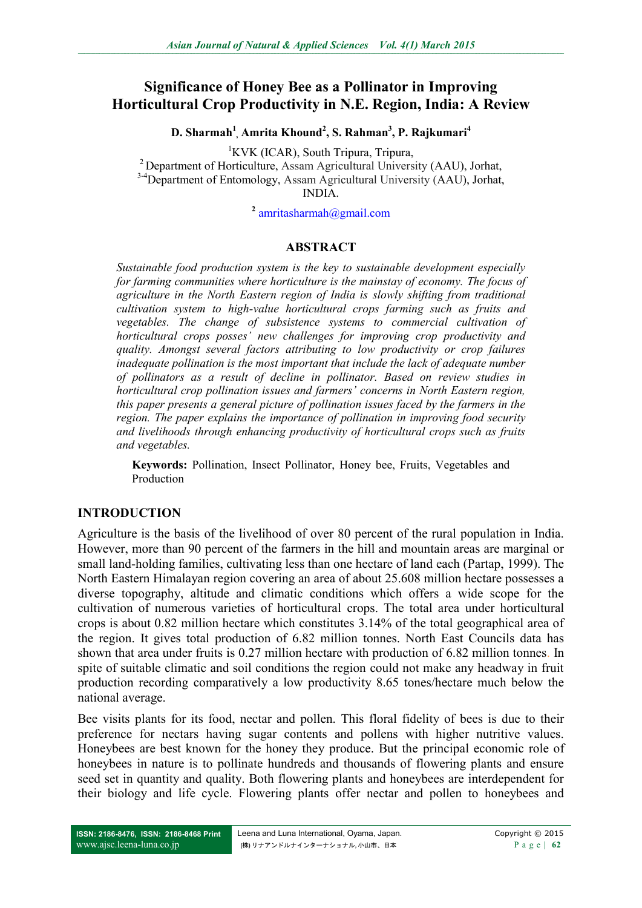# Significance of Honey Bee as a Pollinator in Improving Horticultural Crop Productivity in N.E. Region, India: A Review

**D. Sharmah[1], Amrita Khound[2], S. Rahman[3], P. Rajkumari[4]**

[1]KVK (ICAR), South Tripura, Tripura,
[2] Department of Horticulture, Assam Agricultural University (AAU), Jorhat,
[3-4]Department of Entomology, Assam Agricultural University (AAU), Jorhat,
INDIA.

[2] amritasharmah@gmail.com

## ABSTRACT

*Sustainable food production system is the key to sustainable development especially for farming communities where horticulture is the mainstay of economy. The focus of agriculture in the North Eastern region of India is slowly shifting from traditional cultivation system to high-value horticultural crops farming such as fruits and vegetables. The change of subsistence systems to commercial cultivation of horticultural crops posses' new challenges for improving crop productivity and quality. Amongst several factors attributing to low productivity or crop failures inadequate pollination is the most important that include the lack of adequate number of pollinators as a result of decline in pollinator. Based on review studies in horticultural crop pollination issues and farmers' concerns in North Eastern region, this paper presents a general picture of pollination issues faced by the farmers in the region. The paper explains the importance of pollination in improving food security and livelihoods through enhancing productivity of horticultural crops such as fruits and vegetables.*

**Keywords:** Pollination, Insect Pollinator, Honey bee, Fruits, Vegetables and Production

## INTRODUCTION

Agriculture is the basis of the livelihood of over 80 percent of the rural population in India. However, more than 90 percent of the farmers in the hill and mountain areas are marginal or small land-holding families, cultivating less than one hectare of land each (Partap, 1999). The North Eastern Himalayan region covering an area of about 25.608 million hectare possesses a diverse topography, altitude and climatic conditions which offers a wide scope for the cultivation of numerous varieties of horticultural crops. The total area under horticultural crops is about 0.82 million hectare which constitutes 3.14% of the total geographical area of the region. It gives total production of 6.82 million tonnes. North East Councils data has shown that area under fruits is 0.27 million hectare with production of 6.82 million tonnes. In spite of suitable climatic and soil conditions the region could not make any headway in fruit production recording comparatively a low productivity 8.65 tones/hectare much below the national average.

Bee visits plants for its food, nectar and pollen. This floral fidelity of bees is due to their preference for nectars having sugar contents and pollens with higher nutritive values. Honeybees are best known for the honey they produce. But the principal economic role of honeybees in nature is to pollinate hundreds and thousands of flowering plants and ensure seed set in quantity and quality. Both flowering plants and honeybees are interdependent for their biology and life cycle. Flowering plants offer nectar and pollen to honeybees and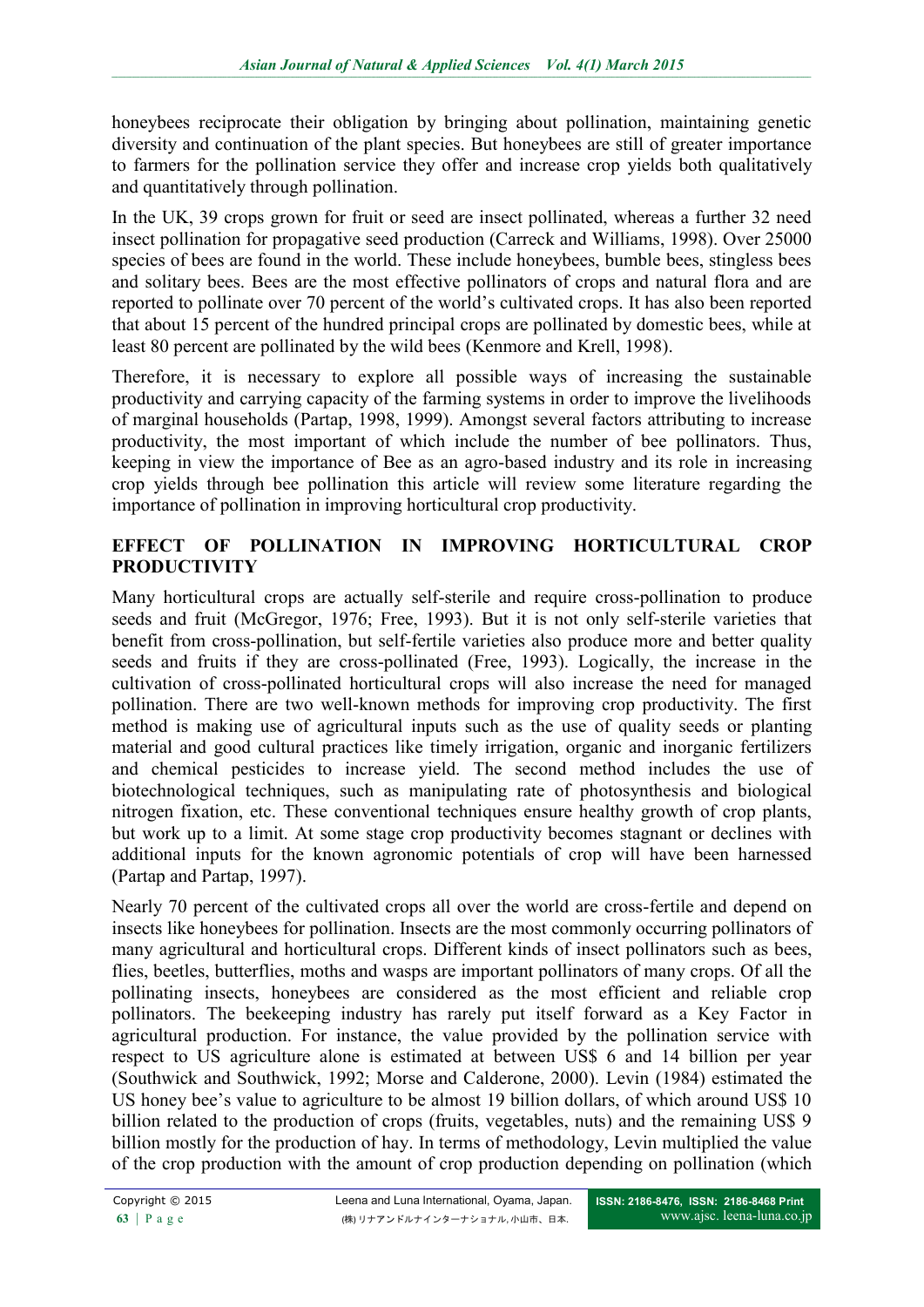honeybees reciprocate their obligation by bringing about pollination, maintaining genetic diversity and continuation of the plant species. But honeybees are still of greater importance to farmers for the pollination service they offer and increase crop yields both qualitatively and quantitatively through pollination.

In the UK, 39 crops grown for fruit or seed are insect pollinated, whereas a further 32 need insect pollination for propagative seed production (Carreck and Williams, 1998). Over 25000 species of bees are found in the world. These include honeybees, bumble bees, stingless bees and solitary bees. Bees are the most effective pollinators of crops and natural flora and are reported to pollinate over 70 percent of the world's cultivated crops. It has also been reported that about 15 percent of the hundred principal crops are pollinated by domestic bees, while at least 80 percent are pollinated by the wild bees (Kenmore and Krell, 1998).

Therefore, it is necessary to explore all possible ways of increasing the sustainable productivity and carrying capacity of the farming systems in order to improve the livelihoods of marginal households (Partap, 1998, 1999). Amongst several factors attributing to increase productivity, the most important of which include the number of bee pollinators. Thus, keeping in view the importance of Bee as an agro-based industry and its role in increasing crop yields through bee pollination this article will review some literature regarding the importance of pollination in improving horticultural crop productivity.

## EFFECT OF POLLINATION IN IMPROVING HORTICULTURAL CROP PRODUCTIVITY

Many horticultural crops are actually self-sterile and require cross-pollination to produce seeds and fruit (McGregor, 1976; Free, 1993). But it is not only self-sterile varieties that benefit from cross-pollination, but self-fertile varieties also produce more and better quality seeds and fruits if they are cross-pollinated (Free, 1993). Logically, the increase in the cultivation of cross-pollinated horticultural crops will also increase the need for managed pollination. There are two well-known methods for improving crop productivity. The first method is making use of agricultural inputs such as the use of quality seeds or planting material and good cultural practices like timely irrigation, organic and inorganic fertilizers and chemical pesticides to increase yield. The second method includes the use of biotechnological techniques, such as manipulating rate of photosynthesis and biological nitrogen fixation, etc. These conventional techniques ensure healthy growth of crop plants, but work up to a limit. At some stage crop productivity becomes stagnant or declines with additional inputs for the known agronomic potentials of crop will have been harnessed (Partap and Partap, 1997).

Nearly 70 percent of the cultivated crops all over the world are cross-fertile and depend on insects like honeybees for pollination. Insects are the most commonly occurring pollinators of many agricultural and horticultural crops. Different kinds of insect pollinators such as bees, flies, beetles, butterflies, moths and wasps are important pollinators of many crops. Of all the pollinating insects, honeybees are considered as the most efficient and reliable crop pollinators. The beekeeping industry has rarely put itself forward as a Key Factor in agricultural production. For instance, the value provided by the pollination service with respect to US agriculture alone is estimated at between US$ 6 and 14 billion per year (Southwick and Southwick, 1992; Morse and Calderone, 2000). Levin (1984) estimated the US honey bee's value to agriculture to be almost 19 billion dollars, of which around US$ 10 billion related to the production of crops (fruits, vegetables, nuts) and the remaining US$ 9 billion mostly for the production of hay. In terms of methodology, Levin multiplied the value of the crop production with the amount of crop production depending on pollination (which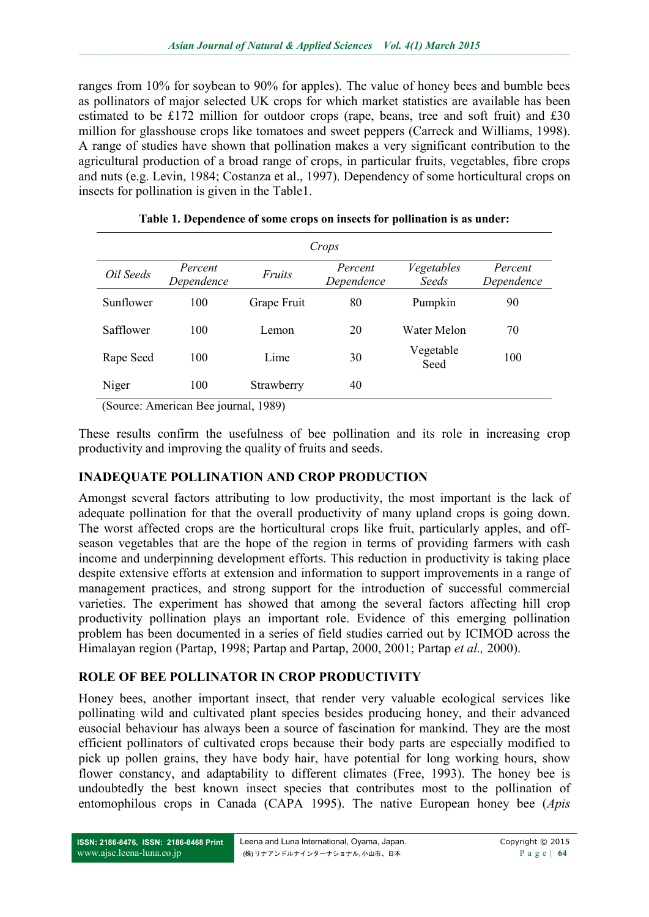ranges from 10% for soybean to 90% for apples). The value of honey bees and bumble bees as pollinators of major selected UK crops for which market statistics are available has been estimated to be £172 million for outdoor crops (rape, beans, tree and soft fruit) and £30 million for glasshouse crops like tomatoes and sweet peppers (Carreck and Williams, 1998). A range of studies have shown that pollination makes a very significant contribution to the agricultural production of a broad range of crops, in particular fruits, vegetables, fibre crops and nuts (e.g. Levin, 1984; Costanza et al., 1997). Dependency of some horticultural crops on insects for pollination is given in the Table1.

**Table 1. Dependence of some crops on insects for pollination is as under:**

| *Crops* | | | | | |
|---|---|---|---|---|---|
| *Oil Seeds* | *Percent Dependence* | *Fruits* | *Percent Dependence* | *Vegetables Seeds* | *Percent Dependence* |
| Sunflower | 100 | Grape Fruit | 80 | Pumpkin | 90 |
| Safflower | 100 | Lemon | 20 | Water Melon | 70 |
| Rape Seed | 100 | Lime | 30 | Vegetable Seed | 100 |
| Niger | 100 | Strawberry | 40 | | |

(Source: American Bee journal, 1989)

These results confirm the usefulness of bee pollination and its role in increasing crop productivity and improving the quality of fruits and seeds.

## INADEQUATE POLLINATION AND CROP PRODUCTION

Amongst several factors attributing to low productivity, the most important is the lack of adequate pollination for that the overall productivity of many upland crops is going down. The worst affected crops are the horticultural crops like fruit, particularly apples, and off-season vegetables that are the hope of the region in terms of providing farmers with cash income and underpinning development efforts. This reduction in productivity is taking place despite extensive efforts at extension and information to support improvements in a range of management practices, and strong support for the introduction of successful commercial varieties. The experiment has showed that among the several factors affecting hill crop productivity pollination plays an important role. Evidence of this emerging pollination problem has been documented in a series of field studies carried out by ICIMOD across the Himalayan region (Partap, 1998; Partap and Partap, 2000, 2001; Partap *et al.,* 2000).

## ROLE OF BEE POLLINATOR IN CROP PRODUCTIVITY

Honey bees, another important insect, that render very valuable ecological services like pollinating wild and cultivated plant species besides producing honey, and their advanced eusocial behaviour has always been a source of fascination for mankind. They are the most efficient pollinators of cultivated crops because their body parts are especially modified to pick up pollen grains, they have body hair, have potential for long working hours, show flower constancy, and adaptability to different climates (Free, 1993). The honey bee is undoubtedly the best known insect species that contributes most to the pollination of entomophilous crops in Canada (CAPA 1995). The native European honey bee (*Apis*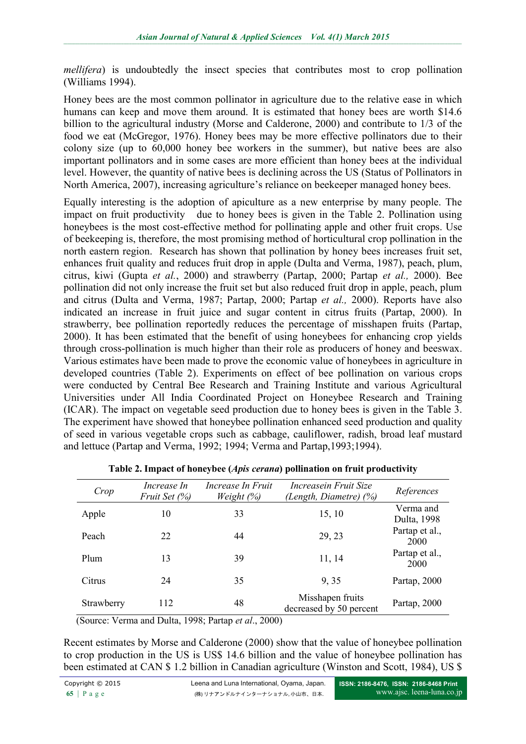*mellifera*) is undoubtedly the insect species that contributes most to crop pollination (Williams 1994).

Honey bees are the most common pollinator in agriculture due to the relative ease in which humans can keep and move them around. It is estimated that honey bees are worth $14.6 billion to the agricultural industry (Morse and Calderone, 2000) and contribute to 1/3 of the food we eat (McGregor, 1976). Honey bees may be more effective pollinators due to their colony size (up to 60,000 honey bee workers in the summer), but native bees are also important pollinators and in some cases are more efficient than honey bees at the individual level. However, the quantity of native bees is declining across the US (Status of Pollinators in North America, 2007), increasing agriculture's reliance on beekeeper managed honey bees.

Equally interesting is the adoption of apiculture as a new enterprise by many people. The impact on fruit productivity due to honey bees is given in the Table 2. Pollination using honeybees is the most cost-effective method for pollinating apple and other fruit crops. Use of beekeeping is, therefore, the most promising method of horticultural crop pollination in the north eastern region. Research has shown that pollination by honey bees increases fruit set, enhances fruit quality and reduces fruit drop in apple (Dulta and Verma, 1987), peach, plum, citrus, kiwi (Gupta *et al.*, 2000) and strawberry (Partap, 2000; Partap *et al.,* 2000). Bee pollination did not only increase the fruit set but also reduced fruit drop in apple, peach, plum and citrus (Dulta and Verma, 1987; Partap, 2000; Partap *et al.,* 2000). Reports have also indicated an increase in fruit juice and sugar content in citrus fruits (Partap, 2000). In strawberry, bee pollination reportedly reduces the percentage of misshapen fruits (Partap, 2000). It has been estimated that the benefit of using honeybees for enhancing crop yields through cross-pollination is much higher than their role as producers of honey and beeswax. Various estimates have been made to prove the economic value of honeybees in agriculture in developed countries (Table 2). Experiments on effect of bee pollination on various crops were conducted by Central Bee Research and Training Institute and various Agricultural Universities under All India Coordinated Project on Honeybee Research and Training (ICAR). The impact on vegetable seed production due to honey bees is given in the Table 3. The experiment have showed that honeybee pollination enhanced seed production and quality of seed in various vegetable crops such as cabbage, cauliflower, radish, broad leaf mustard and lettuce (Partap and Verma, 1992; 1994; Verma and Partap,1993;1994).

**Table 2. Impact of honeybee (*Apis cerana*) pollination on fruit productivity**

| *Crop* | *Increase In Fruit Set (%)* | *Increase In Fruit Weight (%)* | *Increasein Fruit Size (Length, Diametre) (%)* | *References* |
|---|---|---|---|---|
| Apple | 10 | 33 | 15, 10 | Verma and Dulta, 1998 |
| Peach | 22 | 44 | 29, 23 | Partap et al., 2000 |
| Plum | 13 | 39 | 11, 14 | Partap et al., 2000 |
| Citrus | 24 | 35 | 9, 35 | Partap, 2000 |
| Strawberry | 112 | 48 | Misshapen fruits decreased by 50 percent | Partap, 2000 |

(Source: Verma and Dulta, 1998; Partap *et al*., 2000)

Recent estimates by Morse and Calderone (2000) show that the value of honeybee pollination to crop production in the US is US$ 14.6 billion and the value of honeybee pollination has been estimated at CAN $ 1.2 billion in Canadian agriculture (Winston and Scott, 1984), US $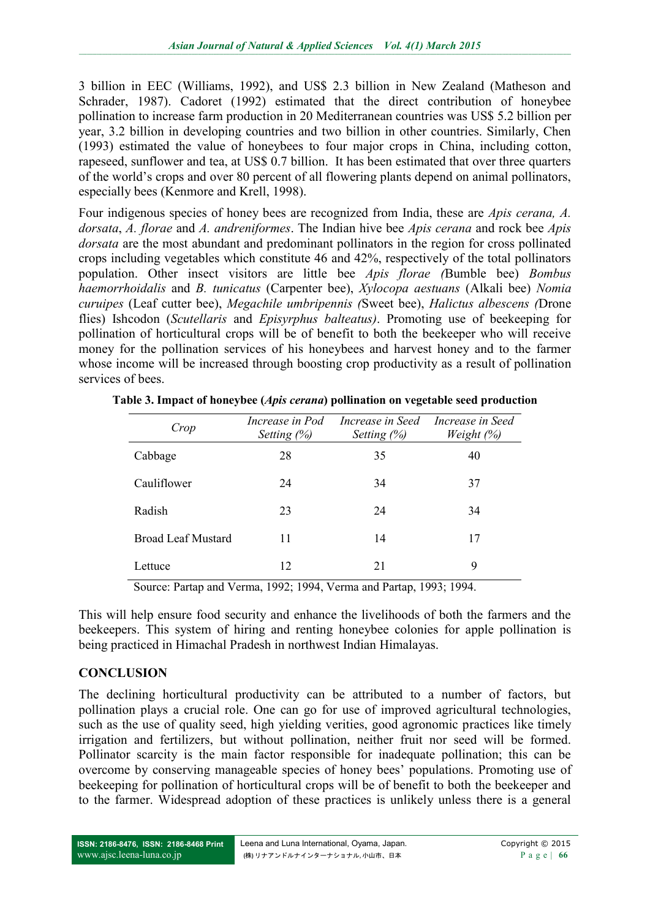3 billion in EEC (Williams, 1992), and US$ 2.3 billion in New Zealand (Matheson and Schrader, 1987). Cadoret (1992) estimated that the direct contribution of honeybee pollination to increase farm production in 20 Mediterranean countries was US$ 5.2 billion per year, 3.2 billion in developing countries and two billion in other countries. Similarly, Chen (1993) estimated the value of honeybees to four major crops in China, including cotton, rapeseed, sunflower and tea, at US$ 0.7 billion. It has been estimated that over three quarters of the world's crops and over 80 percent of all flowering plants depend on animal pollinators, especially bees (Kenmore and Krell, 1998).

Four indigenous species of honey bees are recognized from India, these are *Apis cerana, A. dorsata*, *A. florae* and *A. andreniformes*. The Indian hive bee *Apis cerana* and rock bee *Apis dorsata* are the most abundant and predominant pollinators in the region for cross pollinated crops including vegetables which constitute 46 and 42%, respectively of the total pollinators population. Other insect visitors are little bee *Apis florae (*Bumble bee) *Bombus haemorrhoidalis* and *B. tunicatus* (Carpenter bee), *Xylocopa aestuans* (Alkali bee) *Nomia curuipes* (Leaf cutter bee), *Megachile umbripennis (*Sweet bee), *Halictus albescens (*Drone flies) Ishcodon (*Scutellaris* and *Episyrphus balteatus)*. Promoting use of beekeeping for pollination of horticultural crops will be of benefit to both the beekeeper who will receive money for the pollination services of his honeybees and harvest honey and to the farmer whose income will be increased through boosting crop productivity as a result of pollination services of bees.

**Table 3. Impact of honeybee (*Apis cerana*) pollination on vegetable seed production**

| *Crop* | *Increase in Pod Setting (%)* | *Increase in Seed Setting (%)* | *Increase in Seed Weight (%)* |
|---|---|---|---|
| Cabbage | 28 | 35 | 40 |
| Cauliflower | 24 | 34 | 37 |
| Radish | 23 | 24 | 34 |
| Broad Leaf Mustard | 11 | 14 | 17 |
| Lettuce | 12 | 21 | 9 |

Source: Partap and Verma, 1992; 1994, Verma and Partap, 1993; 1994.

This will help ensure food security and enhance the livelihoods of both the farmers and the beekeepers. This system of hiring and renting honeybee colonies for apple pollination is being practiced in Himachal Pradesh in northwest Indian Himalayas.

## CONCLUSION

The declining horticultural productivity can be attributed to a number of factors, but pollination plays a crucial role. One can go for use of improved agricultural technologies, such as the use of quality seed, high yielding verities, good agronomic practices like timely irrigation and fertilizers, but without pollination, neither fruit nor seed will be formed. Pollinator scarcity is the main factor responsible for inadequate pollination; this can be overcome by conserving manageable species of honey bees' populations. Promoting use of beekeeping for pollination of horticultural crops will be of benefit to both the beekeeper and to the farmer. Widespread adoption of these practices is unlikely unless there is a general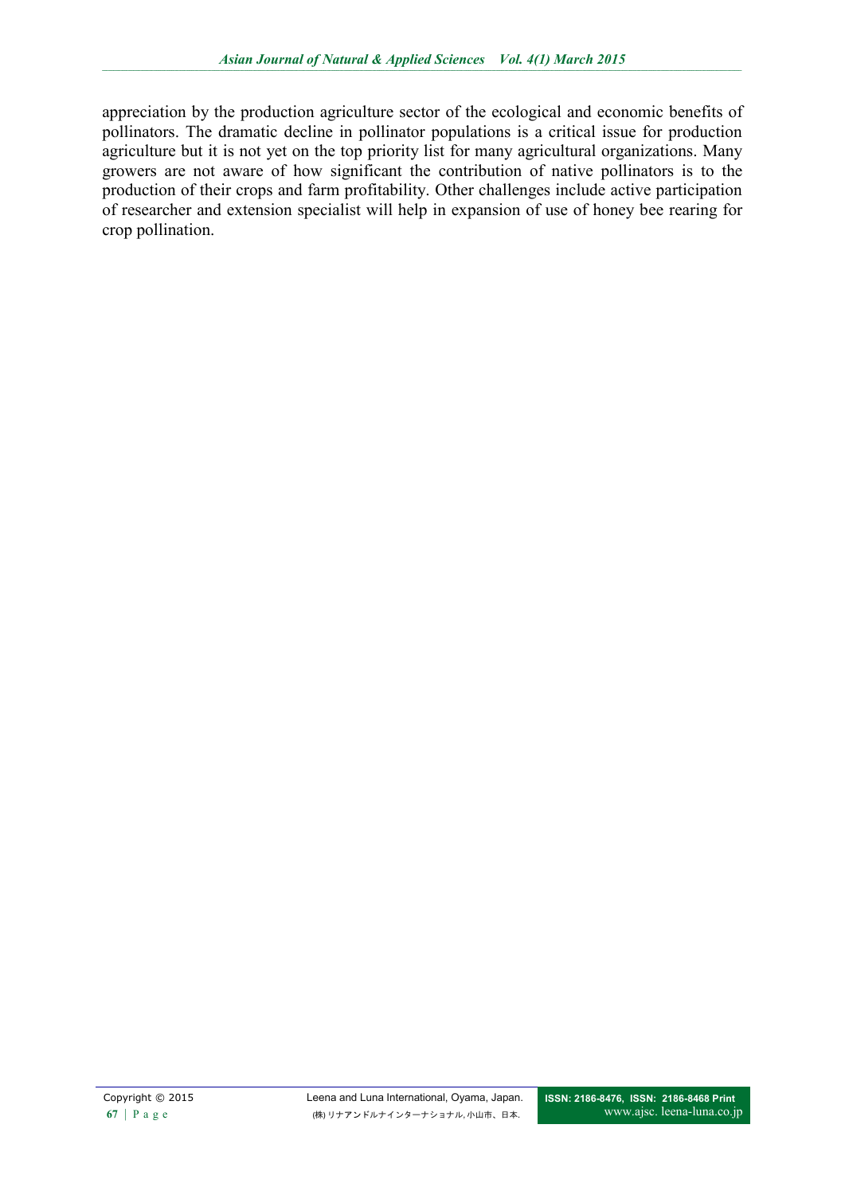appreciation by the production agriculture sector of the ecological and economic benefits of pollinators. The dramatic decline in pollinator populations is a critical issue for production agriculture but it is not yet on the top priority list for many agricultural organizations. Many growers are not aware of how significant the contribution of native pollinators is to the production of their crops and farm profitability. Other challenges include active participation of researcher and extension specialist will help in expansion of use of honey bee rearing for crop pollination.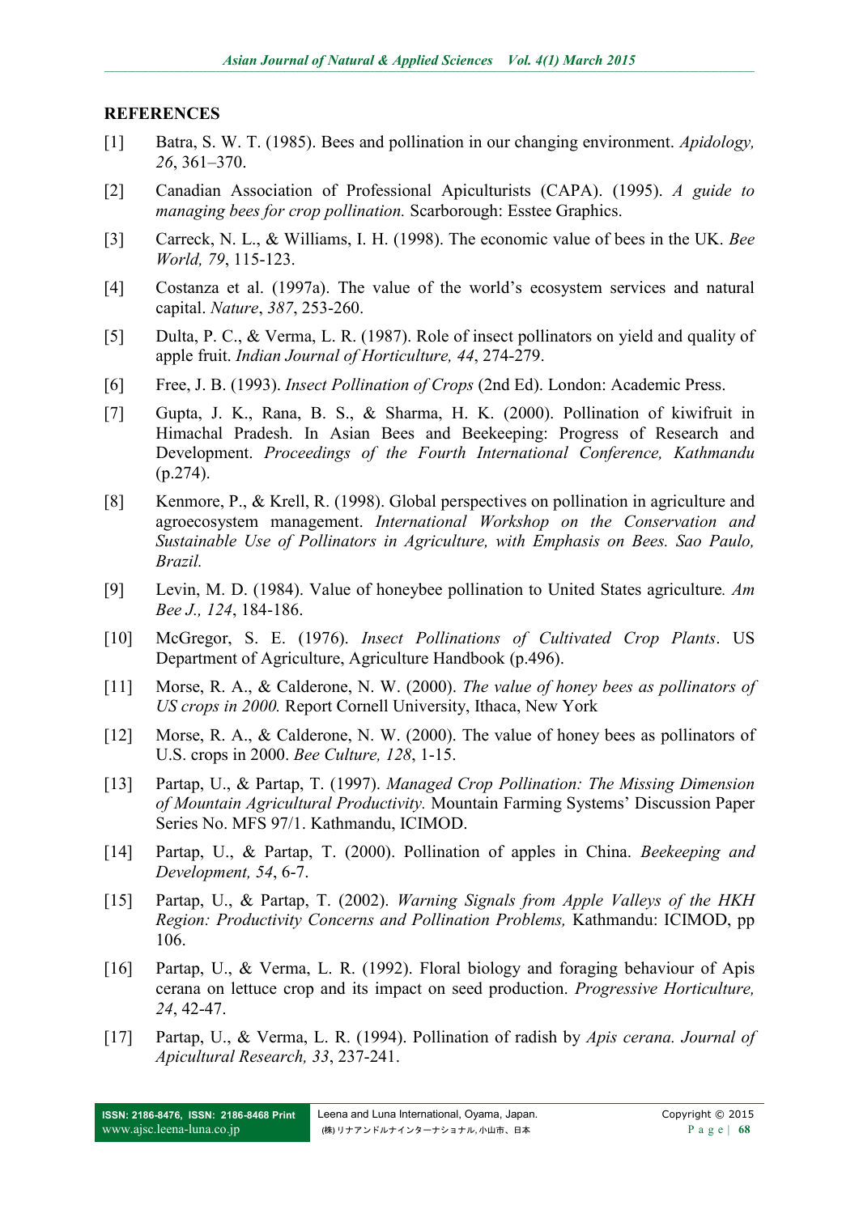## REFERENCES

[1] Batra, S. W. T. (1985). Bees and pollination in our changing environment. *Apidology, 26*, 361–370.

[2] Canadian Association of Professional Apiculturists (CAPA). (1995). *A guide to managing bees for crop pollination.* Scarborough: Esstee Graphics.

[3] Carreck, N. L., & Williams, I. H. (1998). The economic value of bees in the UK. *Bee World, 79*, 115-123.

[4] Costanza et al. (1997a). The value of the world's ecosystem services and natural capital. *Nature*, *387*, 253-260.

[5] Dulta, P. C., & Verma, L. R. (1987). Role of insect pollinators on yield and quality of apple fruit. *Indian Journal of Horticulture, 44*, 274-279.

[6] Free, J. B. (1993). *Insect Pollination of Crops* (2nd Ed). London: Academic Press.

[7] Gupta, J. K., Rana, B. S., & Sharma, H. K. (2000). Pollination of kiwifruit in Himachal Pradesh. In Asian Bees and Beekeeping: Progress of Research and Development. *Proceedings of the Fourth International Conference, Kathmandu* (p.274).

[8] Kenmore, P., & Krell, R. (1998). Global perspectives on pollination in agriculture and agroecosystem management. *International Workshop on the Conservation and Sustainable Use of Pollinators in Agriculture, with Emphasis on Bees. Sao Paulo, Brazil.*

[9] Levin, M. D. (1984). Value of honeybee pollination to United States agriculture*. Am Bee J., 124*, 184-186.

[10] McGregor, S. E. (1976). *Insect Pollinations of Cultivated Crop Plants*. US Department of Agriculture, Agriculture Handbook (p.496).

[11] Morse, R. A., & Calderone, N. W. (2000). *The value of honey bees as pollinators of US crops in 2000.* Report Cornell University, Ithaca, New York

[12] Morse, R. A., & Calderone, N. W. (2000). The value of honey bees as pollinators of U.S. crops in 2000. *Bee Culture, 128*, 1-15.

[13] Partap, U., & Partap, T. (1997). *Managed Crop Pollination: The Missing Dimension of Mountain Agricultural Productivity.* Mountain Farming Systems' Discussion Paper Series No. MFS 97/1. Kathmandu, ICIMOD.

[14] Partap, U., & Partap, T. (2000). Pollination of apples in China. *Beekeeping and Development, 54*, 6-7.

[15] Partap, U., & Partap, T. (2002). *Warning Signals from Apple Valleys of the HKH Region: Productivity Concerns and Pollination Problems,* Kathmandu: ICIMOD, pp 106.

[16] Partap, U., & Verma, L. R. (1992). Floral biology and foraging behaviour of Apis cerana on lettuce crop and its impact on seed production. *Progressive Horticulture, 24*, 42-47.

[17] Partap, U., & Verma, L. R. (1994). Pollination of radish by *Apis cerana. Journal of Apicultural Research, 33*, 237-241.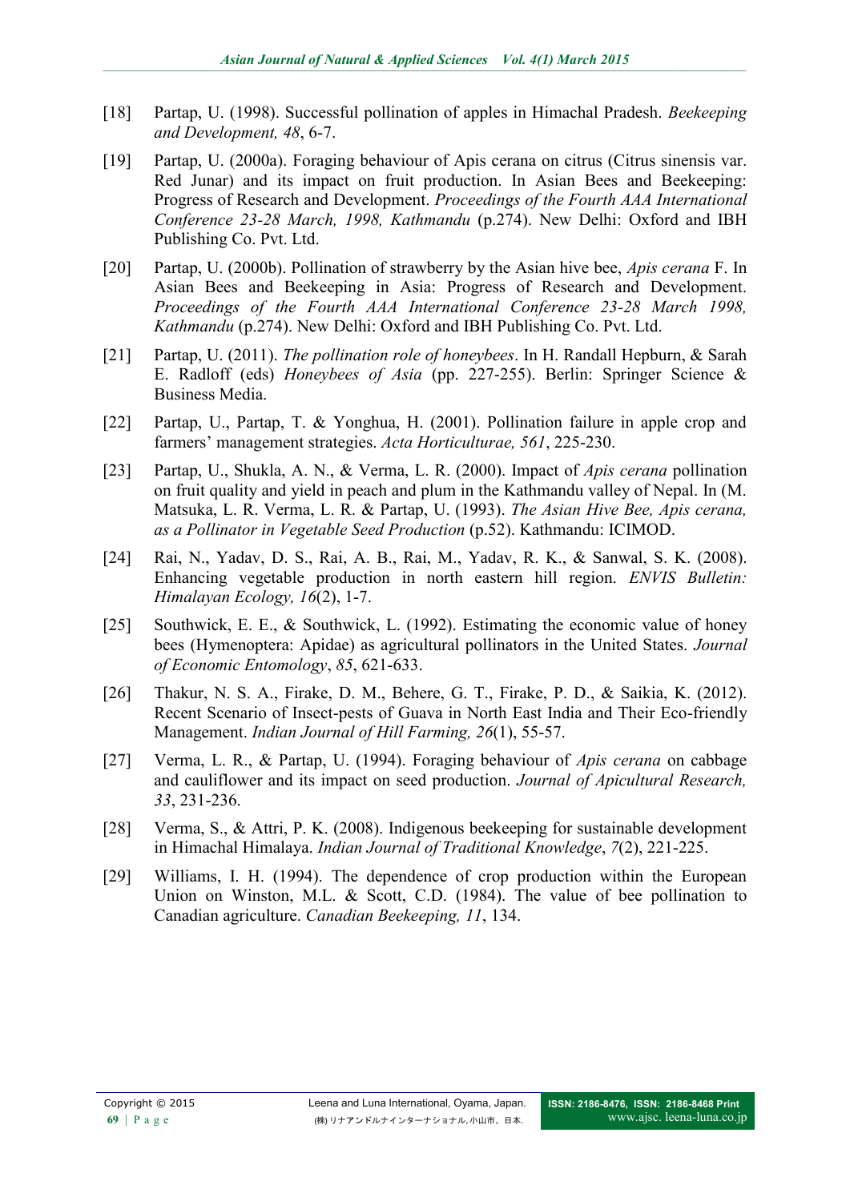[18] Partap, U. (1998). Successful pollination of apples in Himachal Pradesh. *Beekeeping and Development, 48*, 6-7.

[19] Partap, U. (2000a). Foraging behaviour of Apis cerana on citrus (Citrus sinensis var. Red Junar) and its impact on fruit production. In Asian Bees and Beekeeping: Progress of Research and Development. *Proceedings of the Fourth AAA International Conference 23-28 March, 1998, Kathmandu* (p.274). New Delhi: Oxford and IBH Publishing Co. Pvt. Ltd.

[20] Partap, U. (2000b). Pollination of strawberry by the Asian hive bee, *Apis cerana* F. In Asian Bees and Beekeeping in Asia: Progress of Research and Development. *Proceedings of the Fourth AAA International Conference 23-28 March 1998, Kathmandu* (p.274). New Delhi: Oxford and IBH Publishing Co. Pvt. Ltd.

[21] Partap, U. (2011). *The pollination role of honeybees*. In H. Randall Hepburn, & Sarah E. Radloff (eds) *Honeybees of Asia* (pp. 227-255). Berlin: Springer Science & Business Media.

[22] Partap, U., Partap, T. & Yonghua, H. (2001). Pollination failure in apple crop and farmers' management strategies. *Acta Horticulturae, 561*, 225-230.

[23] Partap, U., Shukla, A. N., & Verma, L. R. (2000). Impact of *Apis cerana* pollination on fruit quality and yield in peach and plum in the Kathmandu valley of Nepal. In (M. Matsuka, L. R. Verma, L. R. & Partap, U. (1993). *The Asian Hive Bee, Apis cerana, as a Pollinator in Vegetable Seed Production* (p.52). Kathmandu: ICIMOD.

[24] Rai, N., Yadav, D. S., Rai, A. B., Rai, M., Yadav, R. K., & Sanwal, S. K. (2008). Enhancing vegetable production in north eastern hill region. *ENVIS Bulletin: Himalayan Ecology, 16*(2), 1-7.

[25] Southwick, E. E., & Southwick, L. (1992). Estimating the economic value of honey bees (Hymenoptera: Apidae) as agricultural pollinators in the United States. *Journal of Economic Entomology*, *85*, 621-633.

[26] Thakur, N. S. A., Firake, D. M., Behere, G. T., Firake, P. D., & Saikia, K. (2012). Recent Scenario of Insect-pests of Guava in North East India and Their Eco-friendly Management. *Indian Journal of Hill Farming, 26*(1), 55-57.

[27] Verma, L. R., & Partap, U. (1994). Foraging behaviour of *Apis cerana* on cabbage and cauliflower and its impact on seed production. *Journal of Apicultural Research, 33*, 231-236.

[28] Verma, S., & Attri, P. K. (2008). Indigenous beekeeping for sustainable development in Himachal Himalaya. *Indian Journal of Traditional Knowledge*, *7*(2), 221-225.

[29] Williams, I. H. (1994). The dependence of crop production within the European Union on Winston, M.L. & Scott, C.D. (1984). The value of bee pollination to Canadian agriculture. *Canadian Beekeeping, 11*, 134.